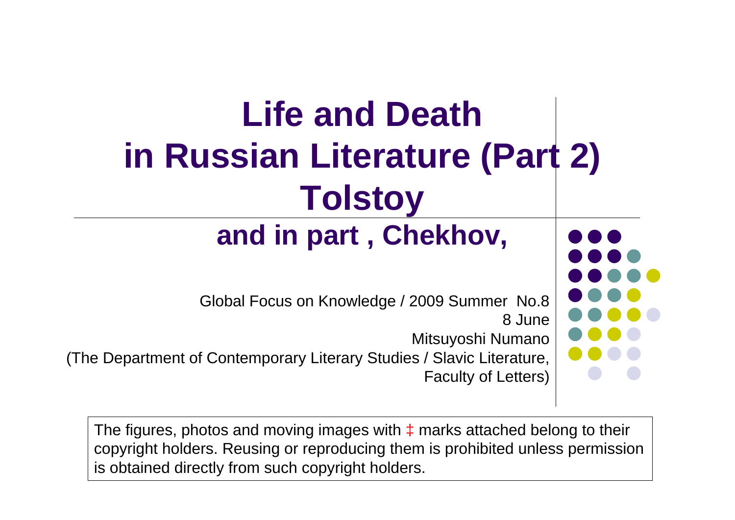# Life and Death in Russian Literature (Part 2) Tolstoy

## and in part , Chekhov,

Global Focus on Knowledge / 2009 Summer No.8
8 June
Mitsuyoshi Numano
(The Department of Contemporary Literary Studies / Slavic Literature, Faculty of Letters)

The figures, photos and moving images with ‡ marks attached belong to their copyright holders. Reusing or reproducing them is prohibited unless permission is obtained directly from such copyright holders.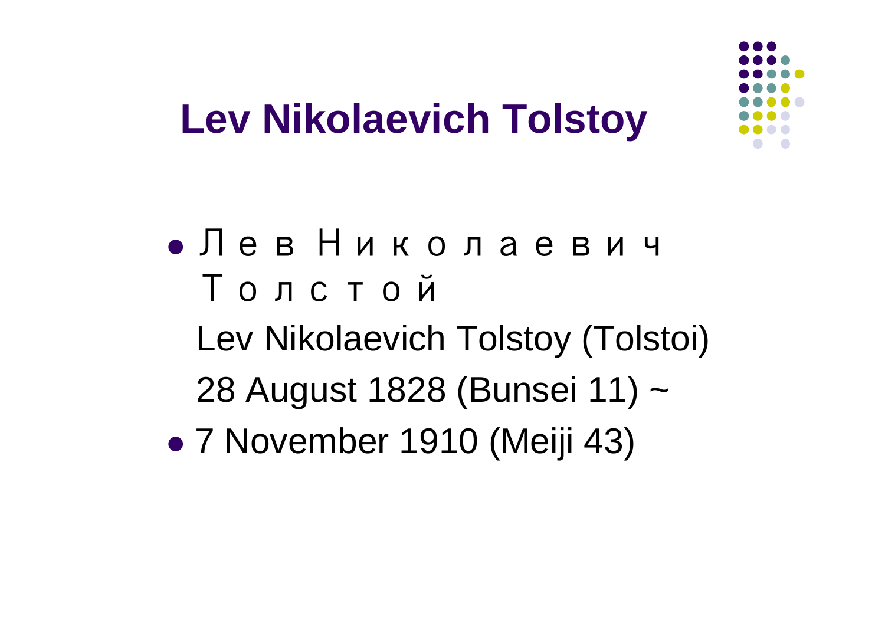# Lev Nikolaevich Tolstoy

- Л е в Н и к о л а е в и ч Т о л с т о й

  Lev Nikolaevich Tolstoy (Tolstoi)

  28 August 1828 (Bunsei 11) ~
- 7 November 1910 (Meiji 43)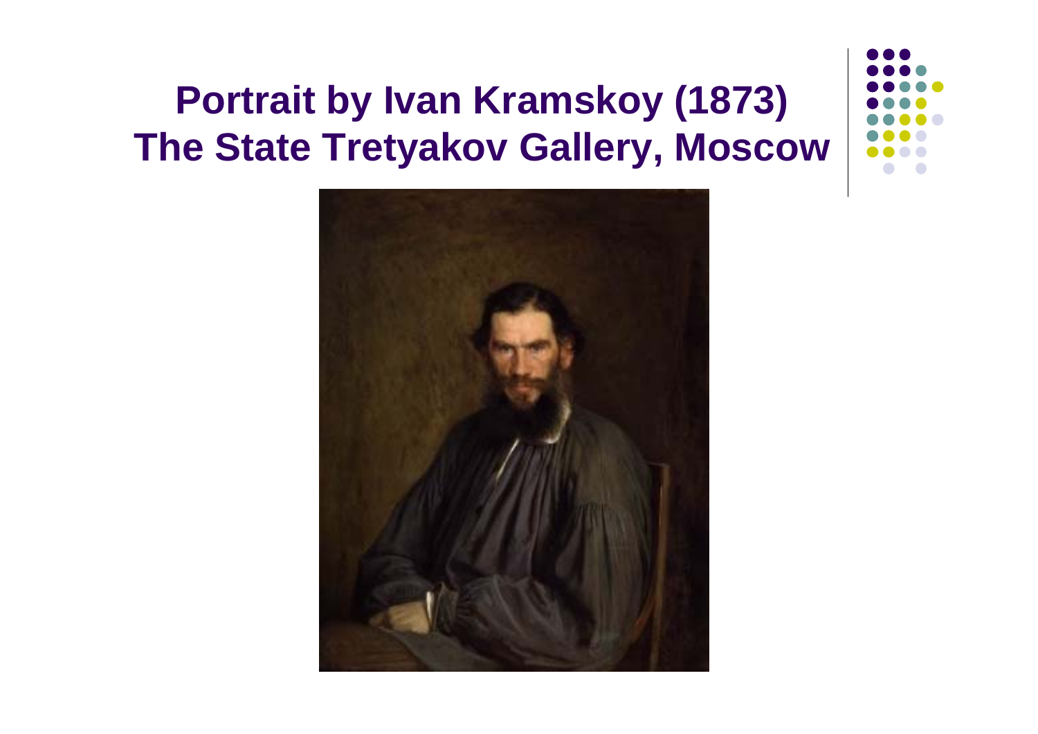# Portrait by Ivan Kramskoy (1873) The State Tretyakov Gallery, Moscow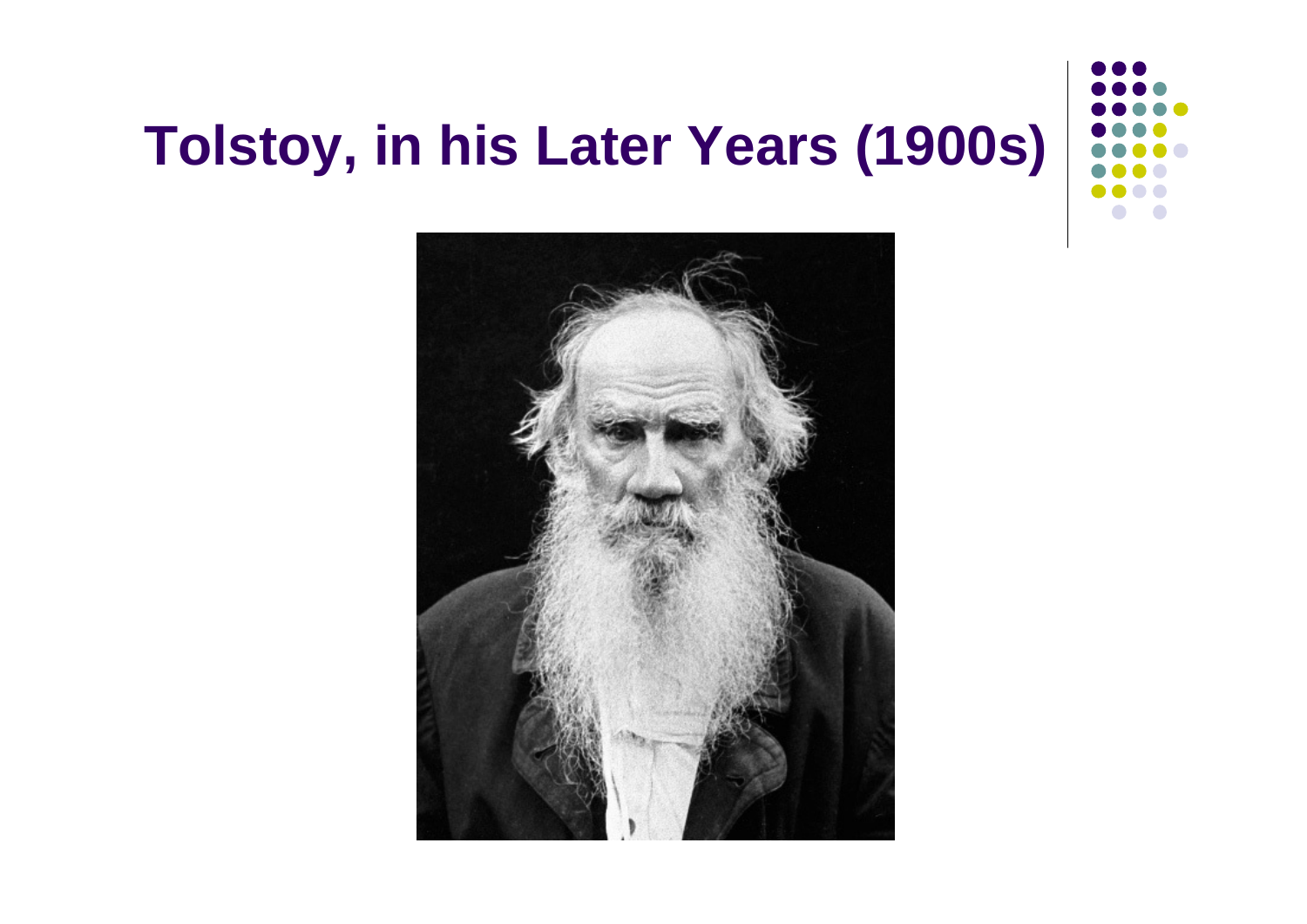# Tolstoy, in his Later Years (1900s)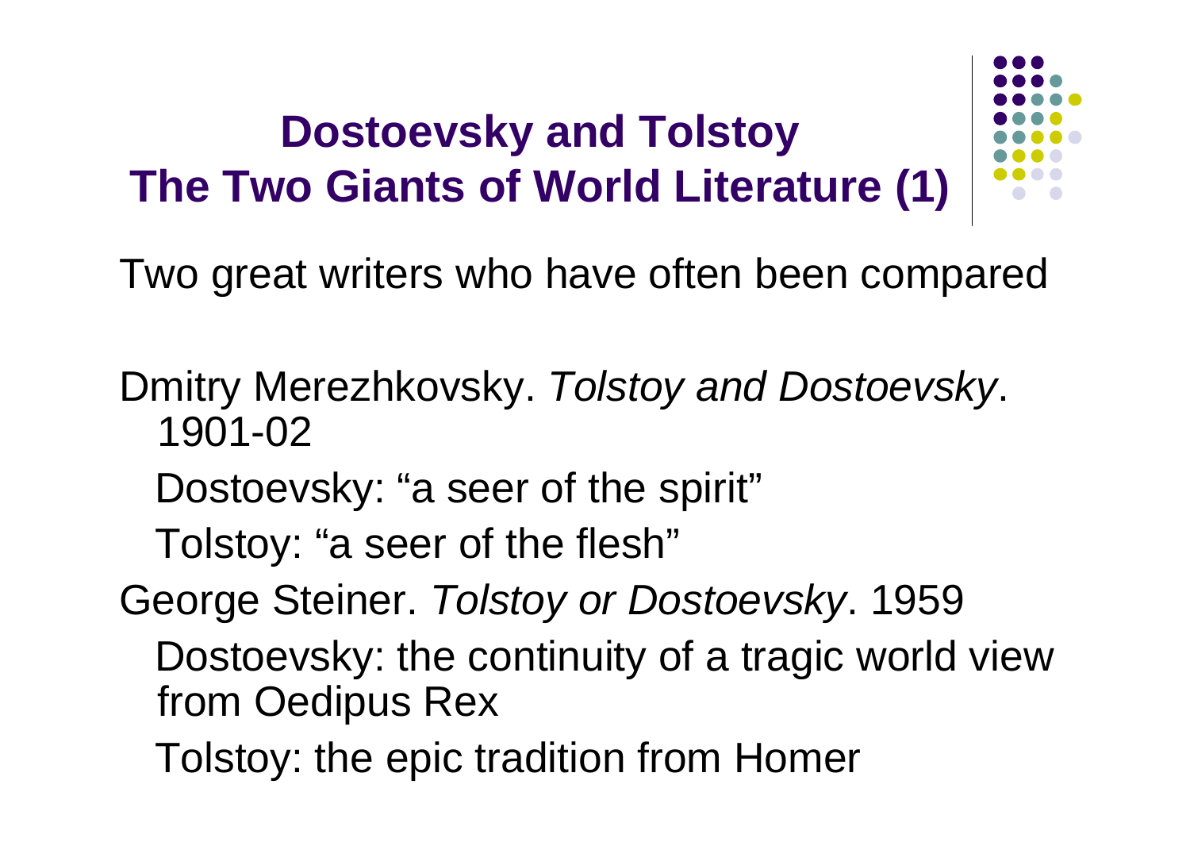# Dostoevsky and Tolstoy
# The Two Giants of World Literature (1)

Two great writers who have often been compared

Dmitry Merezhkovsky. *Tolstoy and Dostoevsky*. 1901-02

- Dostoevsky: "a seer of the spirit"
- Tolstoy: "a seer of the flesh"

George Steiner. *Tolstoy or Dostoevsky*. 1959

- Dostoevsky: the continuity of a tragic world view from Oedipus Rex
- Tolstoy: the epic tradition from Homer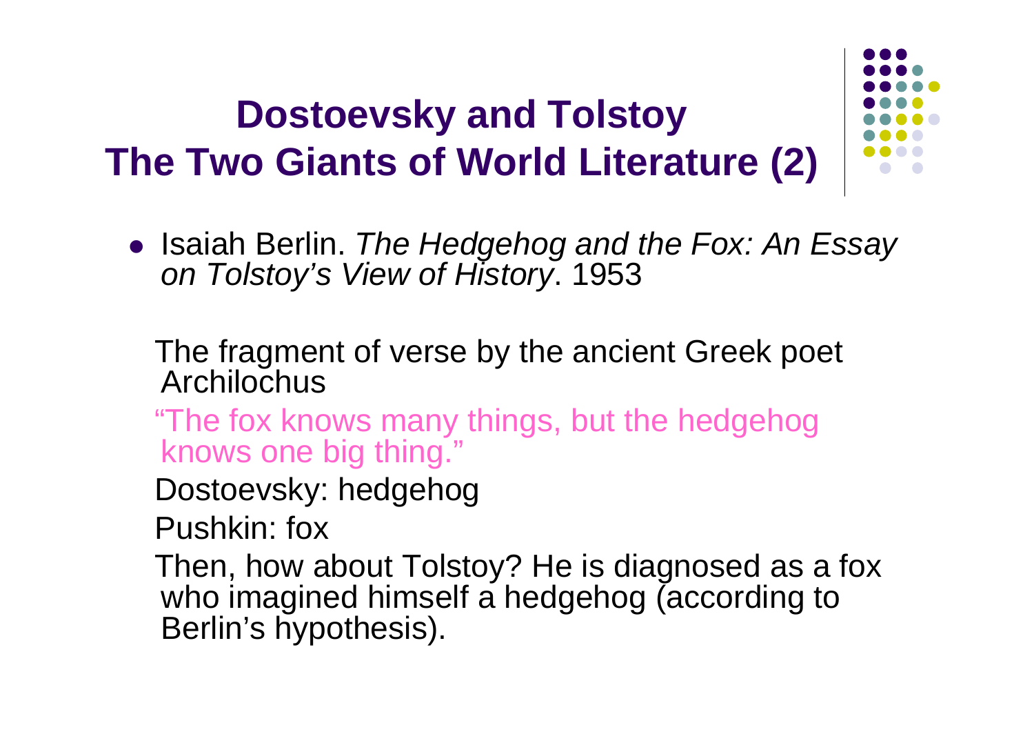# Dostoevsky and Tolstoy
# The Two Giants of World Literature (2)

- Isaiah Berlin. *The Hedgehog and the Fox: An Essay on Tolstoy's View of History*. 1953

  The fragment of verse by the ancient Greek poet Archilochus

  "The fox knows many things, but the hedgehog knows one big thing."

  Dostoevsky: hedgehog

  Pushkin: fox

  Then, how about Tolstoy? He is diagnosed as a fox who imagined himself a hedgehog (according to Berlin's hypothesis).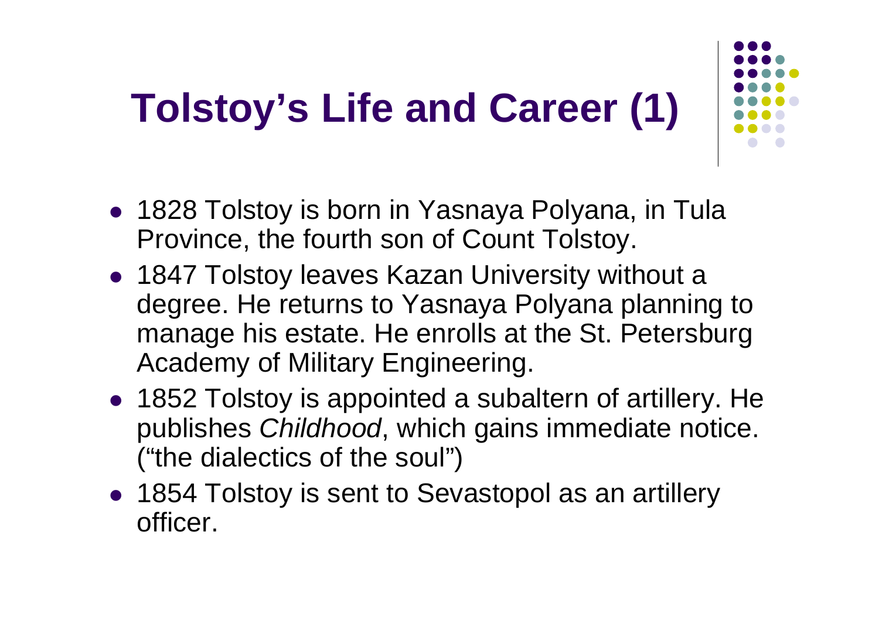# Tolstoy's Life and Career (1)

- 1828 Tolstoy is born in Yasnaya Polyana, in Tula Province, the fourth son of Count Tolstoy.
- 1847 Tolstoy leaves Kazan University without a degree. He returns to Yasnaya Polyana planning to manage his estate. He enrolls at the St. Petersburg Academy of Military Engineering.
- 1852 Tolstoy is appointed a subaltern of artillery. He publishes *Childhood*, which gains immediate notice. ("the dialectics of the soul")
- 1854 Tolstoy is sent to Sevastopol as an artillery officer.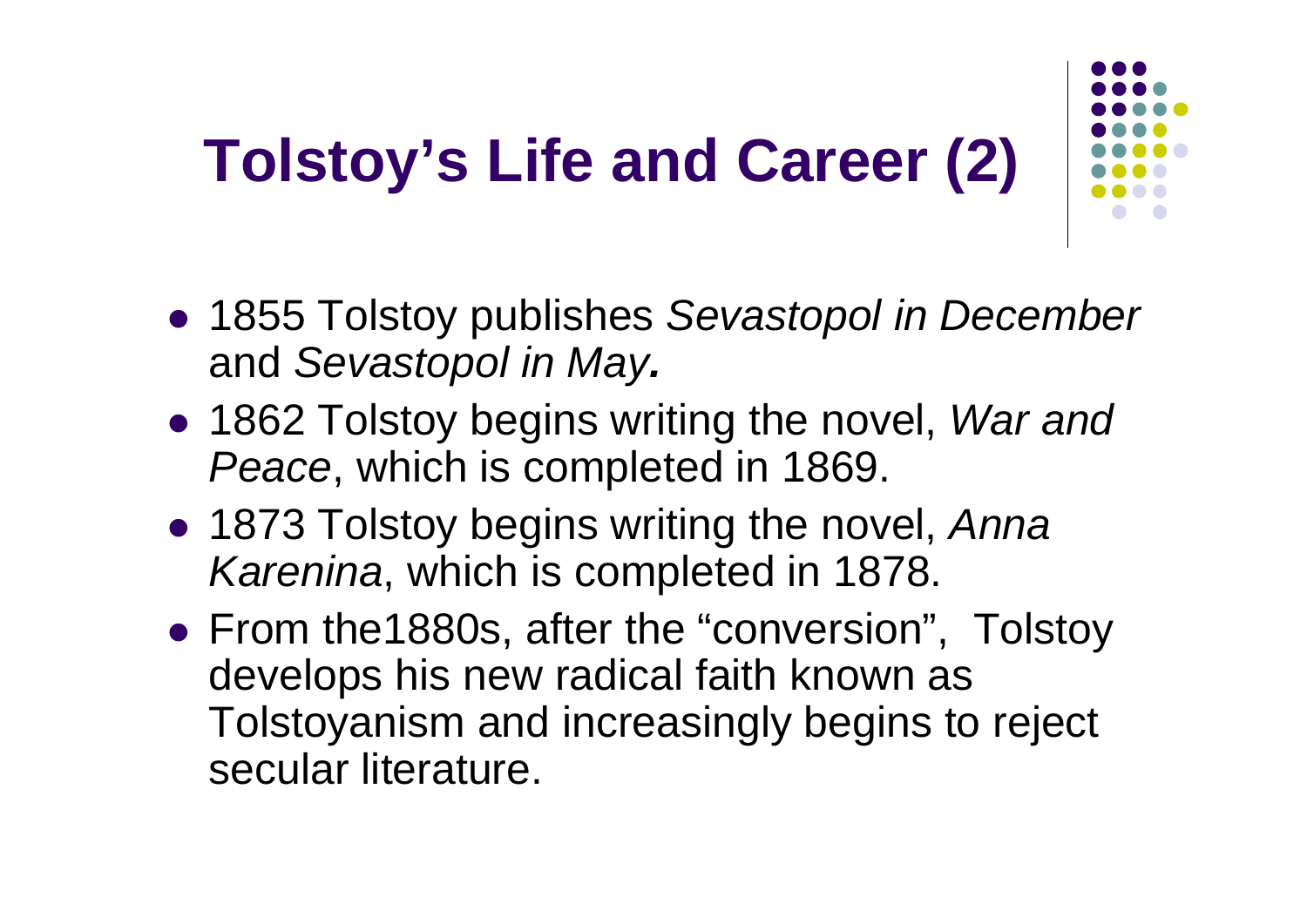# Tolstoy's Life and Career (2)

- 1855 Tolstoy publishes *Sevastopol in December* and *Sevastopol in May.*
- 1862 Tolstoy begins writing the novel, *War and Peace*, which is completed in 1869.
- 1873 Tolstoy begins writing the novel, *Anna Karenina*, which is completed in 1878.
- From the1880s, after the "conversion", Tolstoy develops his new radical faith known as Tolstoyanism and increasingly begins to reject secular literature.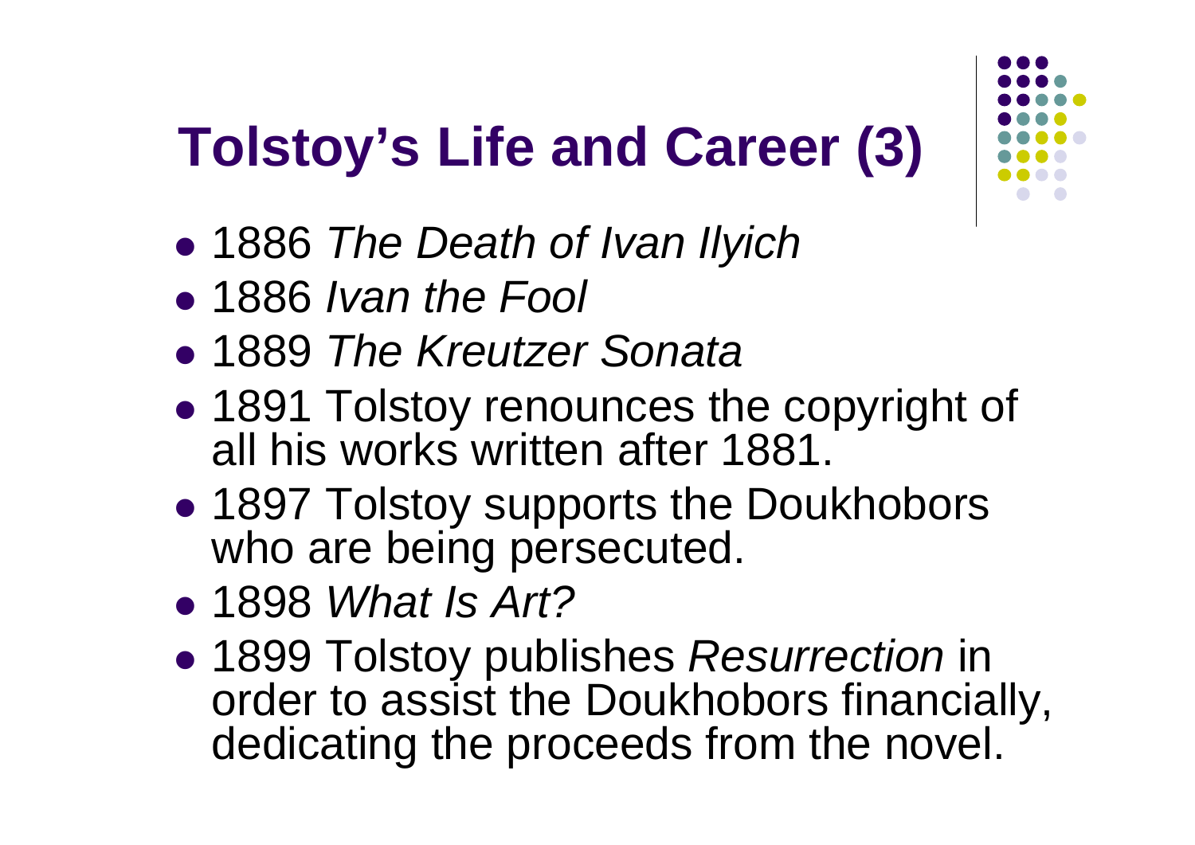# Tolstoy's Life and Career (3)

- 1886 *The Death of Ivan Ilyich*
- 1886 *Ivan the Fool*
- 1889 *The Kreutzer Sonata*
- 1891 Tolstoy renounces the copyright of all his works written after 1881.
- 1897 Tolstoy supports the Doukhobors who are being persecuted.
- 1898 *What Is Art?*
- 1899 Tolstoy publishes *Resurrection* in order to assist the Doukhobors financially, dedicating the proceeds from the novel.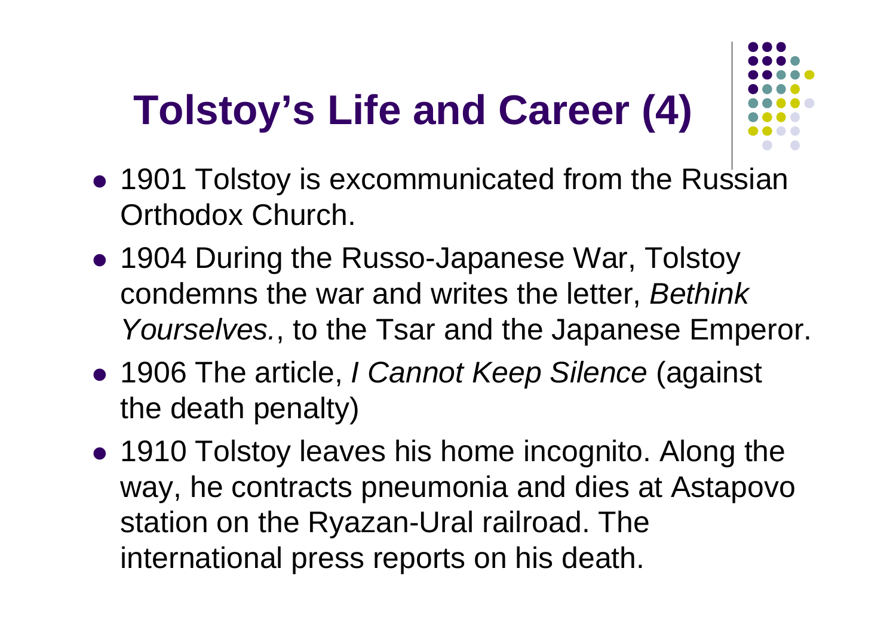# Tolstoy's Life and Career (4)

- 1901 Tolstoy is excommunicated from the Russian Orthodox Church.
- 1904 During the Russo-Japanese War, Tolstoy condemns the war and writes the letter, *Bethink Yourselves.*, to the Tsar and the Japanese Emperor.
- 1906 The article, *I Cannot Keep Silence* (against the death penalty)
- 1910 Tolstoy leaves his home incognito. Along the way, he contracts pneumonia and dies at Astapovo station on the Ryazan-Ural railroad. The international press reports on his death.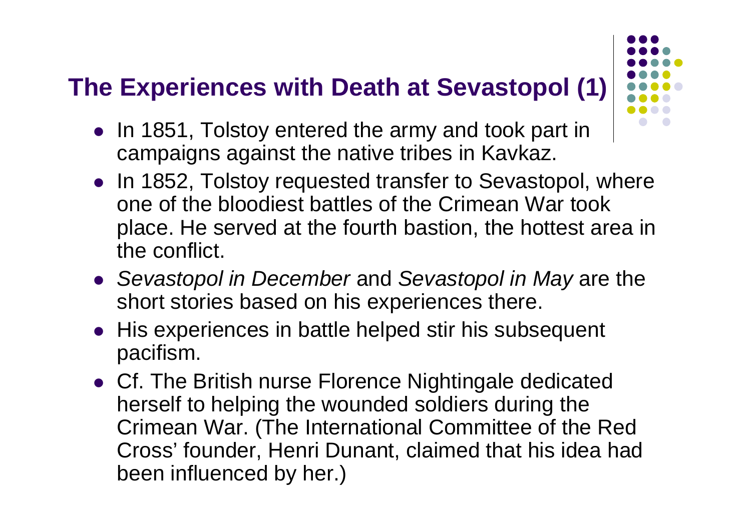## The Experiences with Death at Sevastopol (1)

- In 1851, Tolstoy entered the army and took part in campaigns against the native tribes in Kavkaz.
- In 1852, Tolstoy requested transfer to Sevastopol, where one of the bloodiest battles of the Crimean War took place. He served at the fourth bastion, the hottest area in the conflict.
- *Sevastopol in December* and *Sevastopol in May* are the short stories based on his experiences there.
- His experiences in battle helped stir his subsequent pacifism.
- Cf. The British nurse Florence Nightingale dedicated herself to helping the wounded soldiers during the Crimean War. (The International Committee of the Red Cross' founder, Henri Dunant, claimed that his idea had been influenced by her.)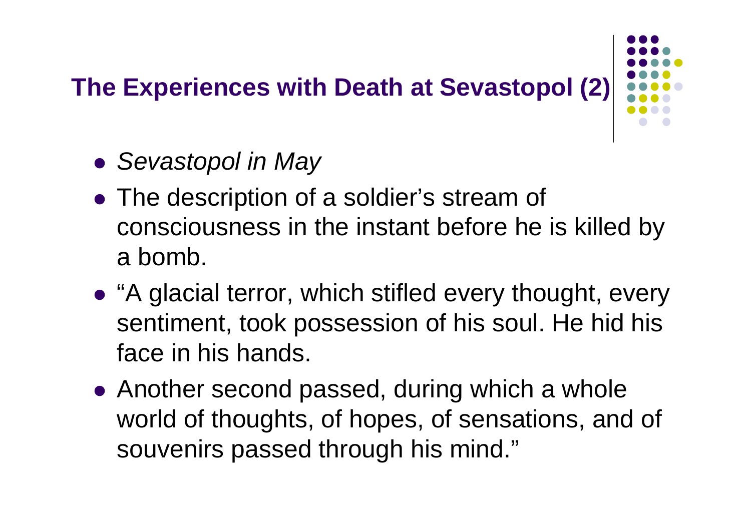# The Experiences with Death at Sevastopol (2)

- *Sevastopol in May*
- The description of a soldier's stream of consciousness in the instant before he is killed by a bomb.
- "A glacial terror, which stifled every thought, every sentiment, took possession of his soul. He hid his face in his hands.
- Another second passed, during which a whole world of thoughts, of hopes, of sensations, and of souvenirs passed through his mind."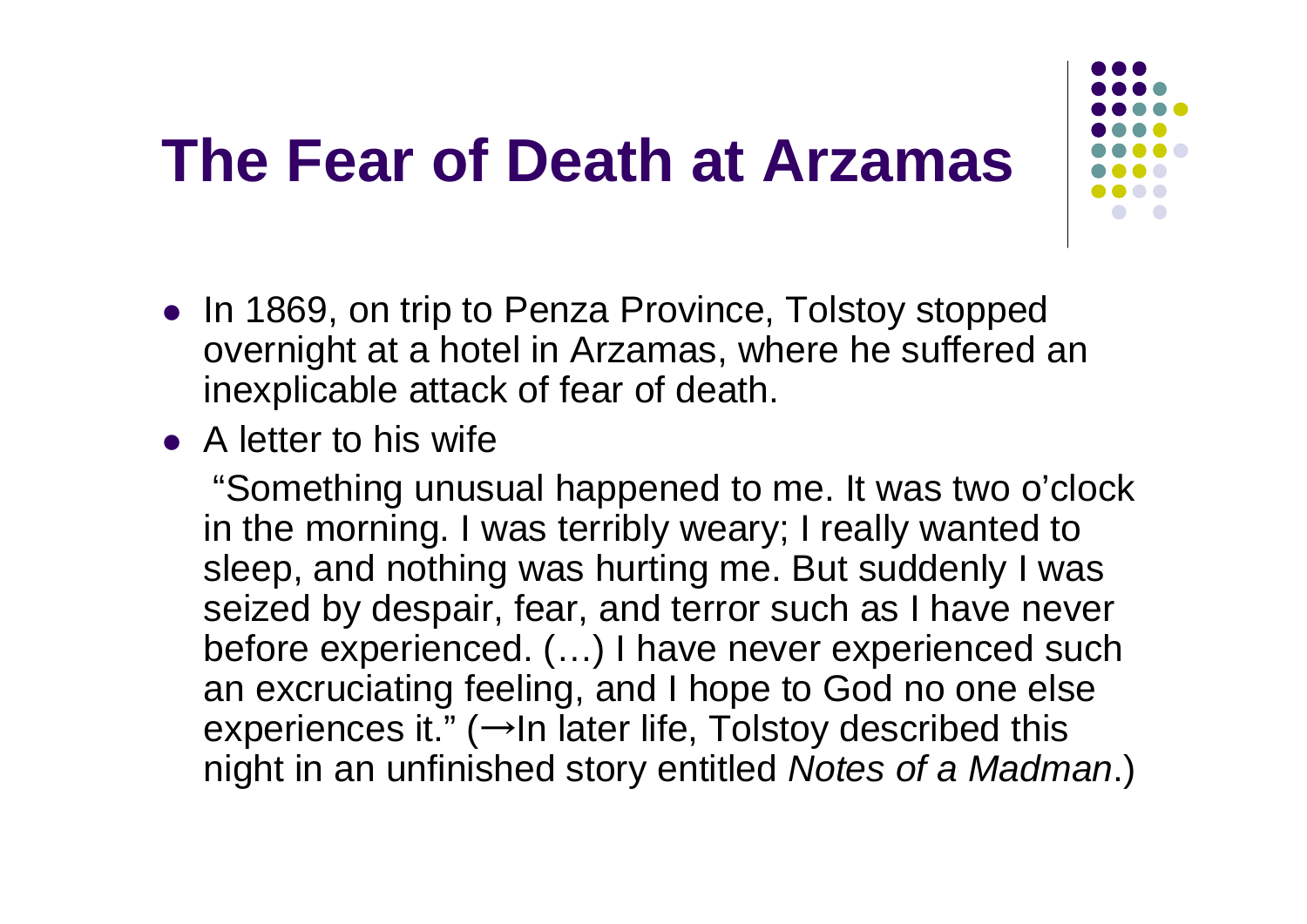# The Fear of Death at Arzamas

- In 1869, on trip to Penza Province, Tolstoy stopped overnight at a hotel in Arzamas, where he suffered an inexplicable attack of fear of death.
- A letter to his wife

  "Something unusual happened to me. It was two o'clock in the morning. I was terribly weary; I really wanted to sleep, and nothing was hurting me. But suddenly I was seized by despair, fear, and terror such as I have never before experienced. (…) I have never experienced such an excruciating feeling, and I hope to God no one else experiences it." (→In later life, Tolstoy described this night in an unfinished story entitled *Notes of a Madman*.)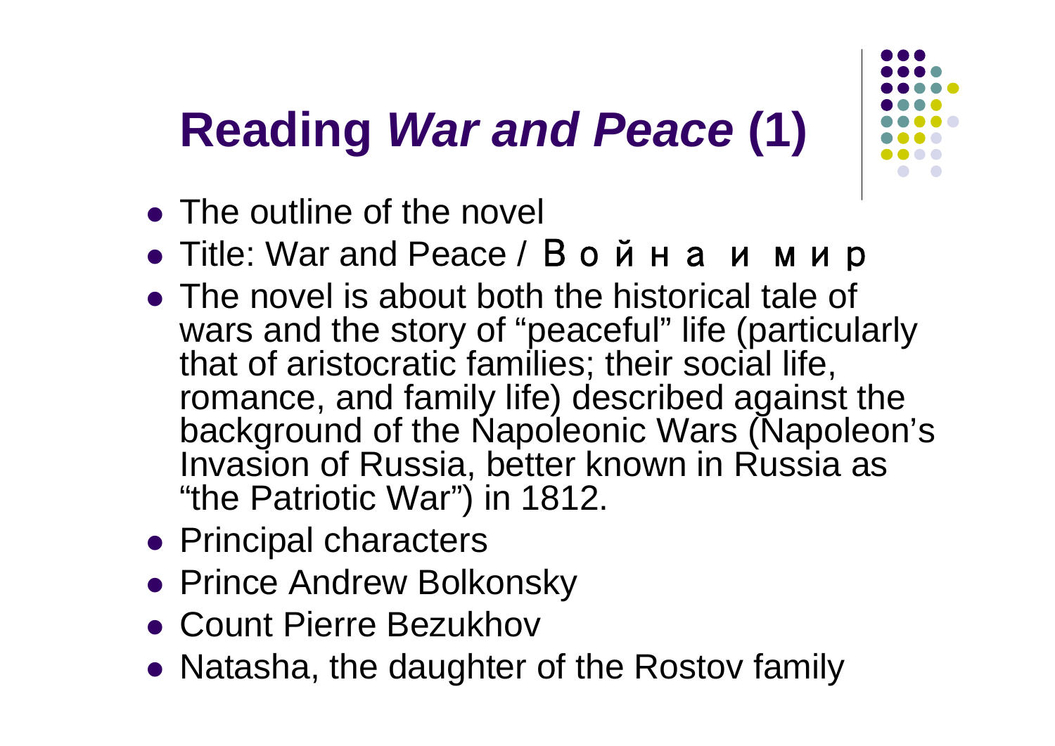# Reading *War and Peace* (1)

- The outline of the novel
- Title: War and Peace / Война и мир
- The novel is about both the historical tale of wars and the story of “peaceful” life (particularly that of aristocratic families; their social life, romance, and family life) described against the background of the Napoleonic Wars (Napoleon’s Invasion of Russia, better known in Russia as “the Patriotic War”) in 1812.
- Principal characters
- Prince Andrew Bolkonsky
- Count Pierre Bezukhov
- Natasha, the daughter of the Rostov family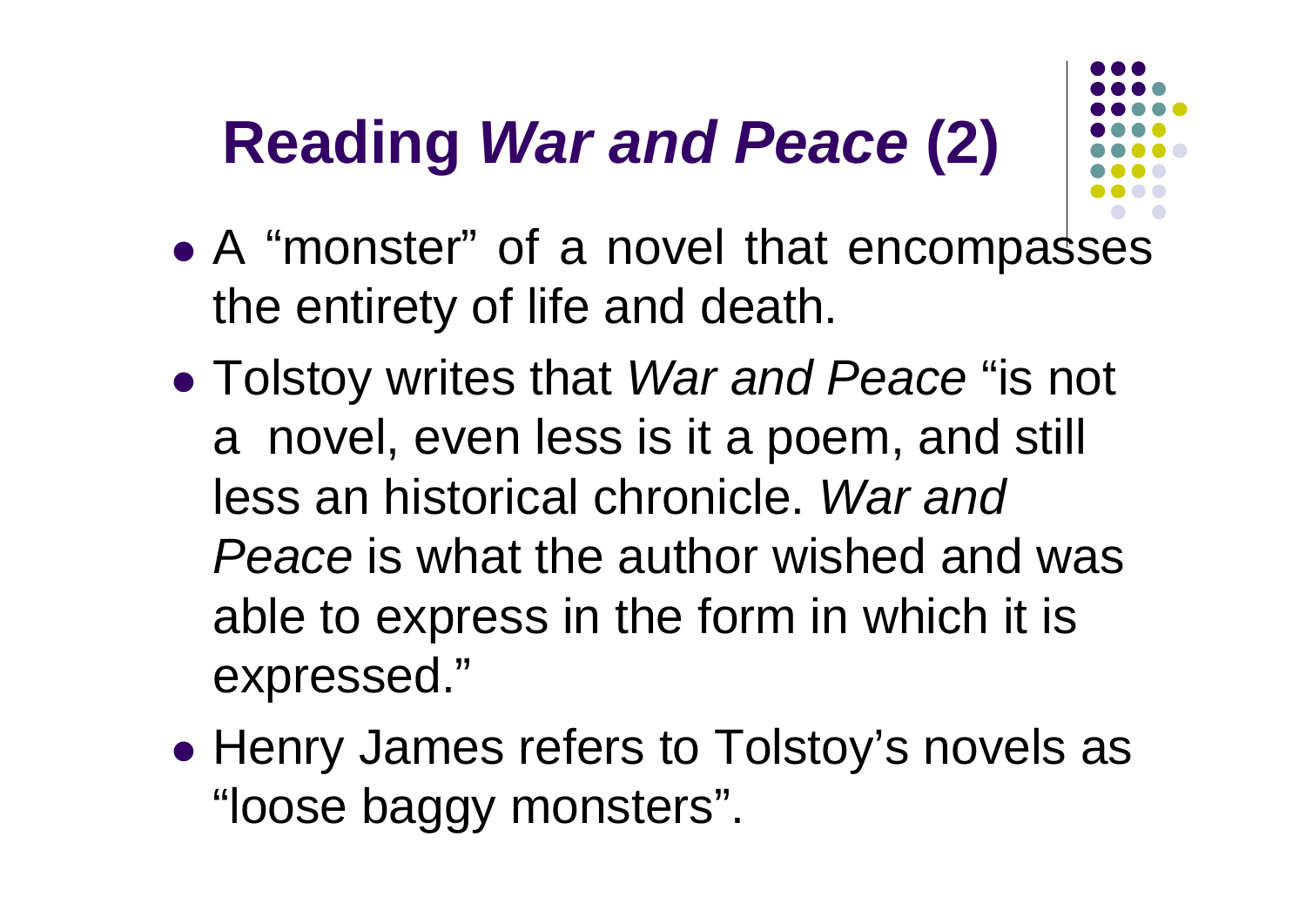# Reading *War and Peace* (2)

- A "monster" of a novel that encompasses the entirety of life and death.
- Tolstoy writes that *War and Peace* "is not a novel, even less is it a poem, and still less an historical chronicle. *War and Peace* is what the author wished and was able to express in the form in which it is expressed."
- Henry James refers to Tolstoy's novels as "loose baggy monsters".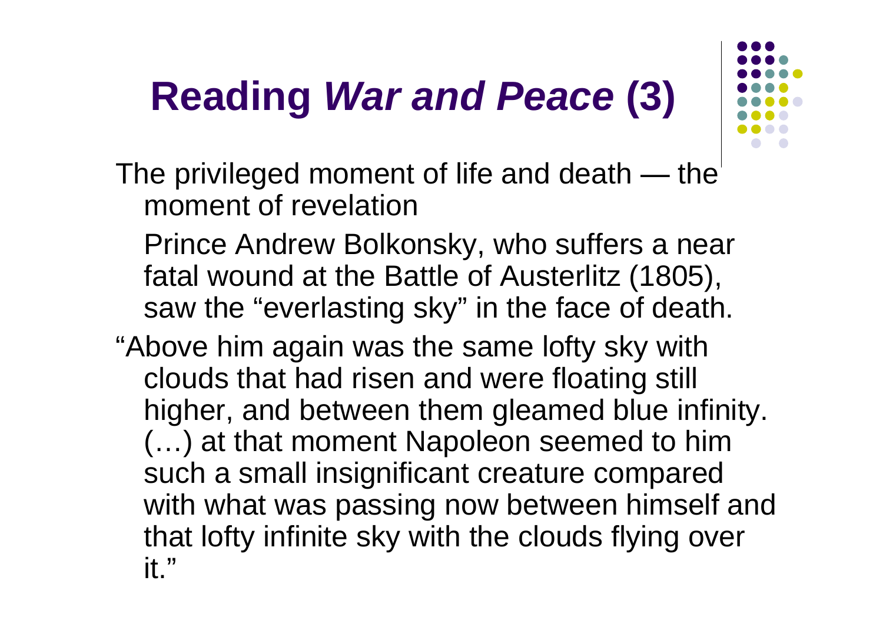# Reading *War and Peace* (3)

The privileged moment of life and death — the moment of revelation

Prince Andrew Bolkonsky, who suffers a near fatal wound at the Battle of Austerlitz (1805), saw the "everlasting sky" in the face of death.

"Above him again was the same lofty sky with clouds that had risen and were floating still higher, and between them gleamed blue infinity. (…) at that moment Napoleon seemed to him such a small insignificant creature compared with what was passing now between himself and that lofty infinite sky with the clouds flying over it."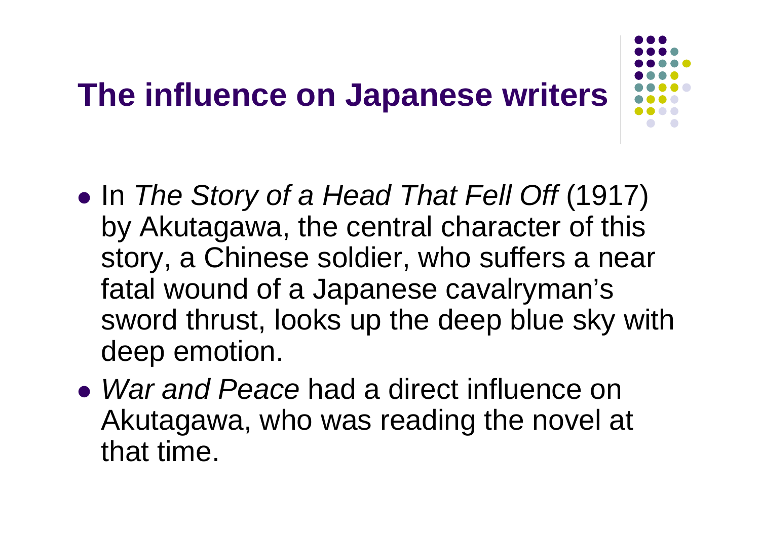# The influence on Japanese writers

- In *The Story of a Head That Fell Off* (1917) by Akutagawa, the central character of this story, a Chinese soldier, who suffers a near fatal wound of a Japanese cavalryman's sword thrust, looks up the deep blue sky with deep emotion.
- *War and Peace* had a direct influence on Akutagawa, who was reading the novel at that time.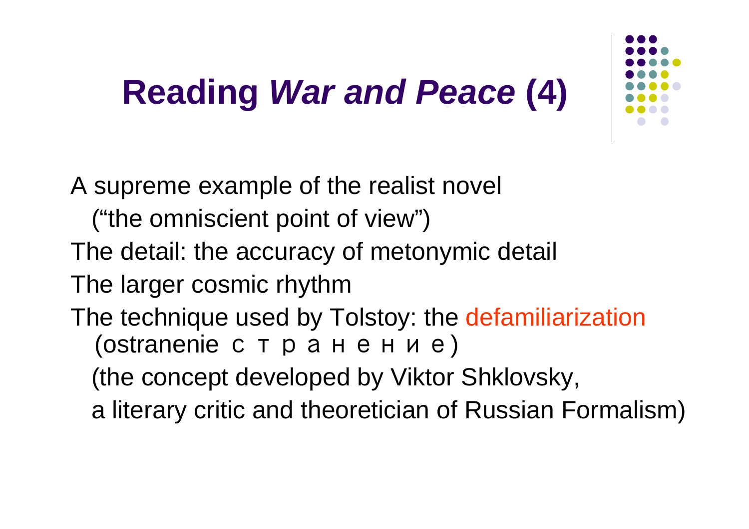# Reading *War and Peace* (4)

A supreme example of the realist novel
  (“the omniscient point of view”)
The detail: the accuracy of metonymic detail
The larger cosmic rhythm
The technique used by Tolstoy: the defamiliarization
  (ostranenie странение)
  (the concept developed by Viktor Shklovsky,
  a literary critic and theoretician of Russian Formalism)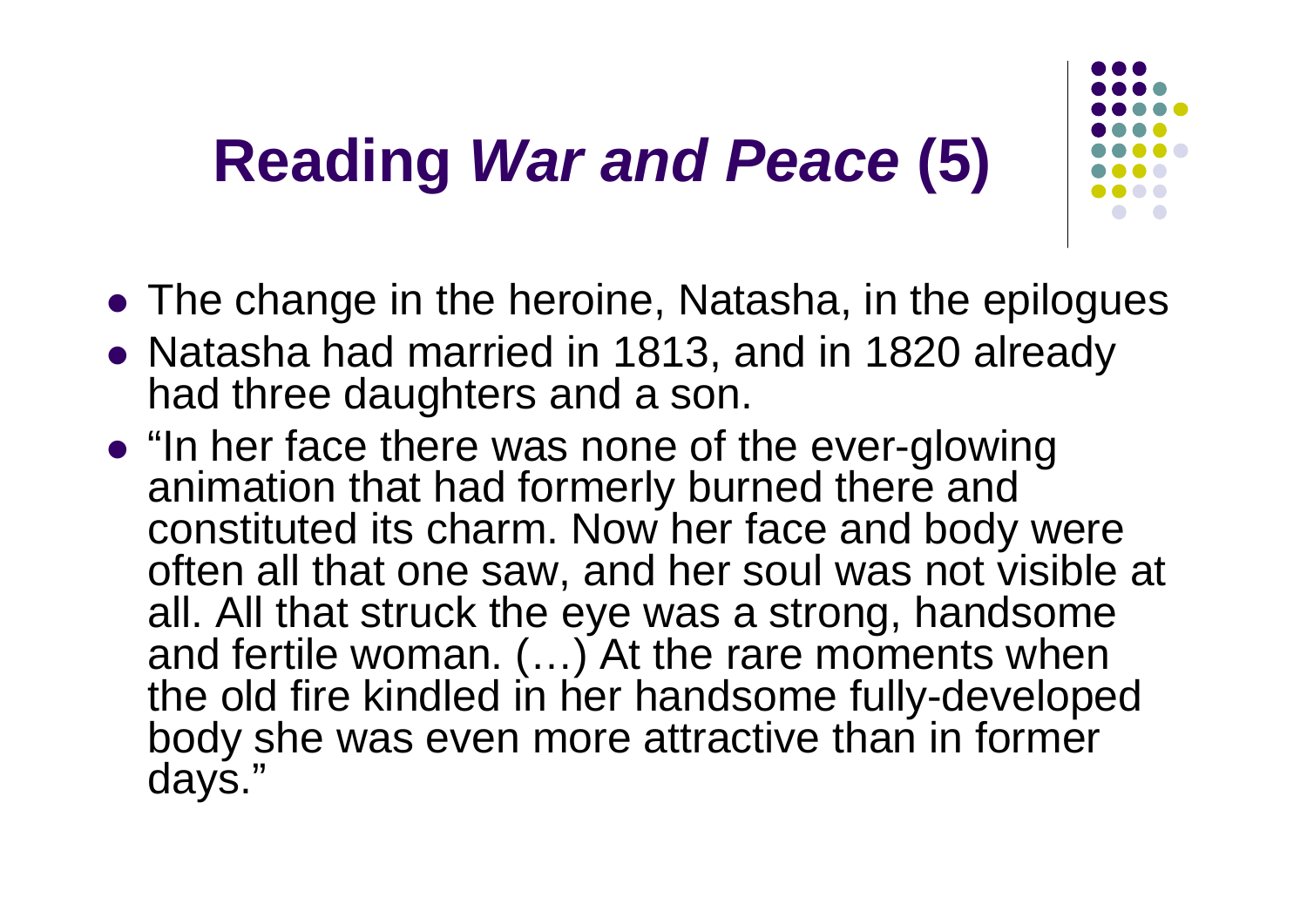# Reading *War and Peace* (5)

- The change in the heroine, Natasha, in the epilogues
- Natasha had married in 1813, and in 1820 already had three daughters and a son.
- "In her face there was none of the ever-glowing animation that had formerly burned there and constituted its charm. Now her face and body were often all that one saw, and her soul was not visible at all. All that struck the eye was a strong, handsome and fertile woman. (…) At the rare moments when the old fire kindled in her handsome fully-developed body she was even more attractive than in former days."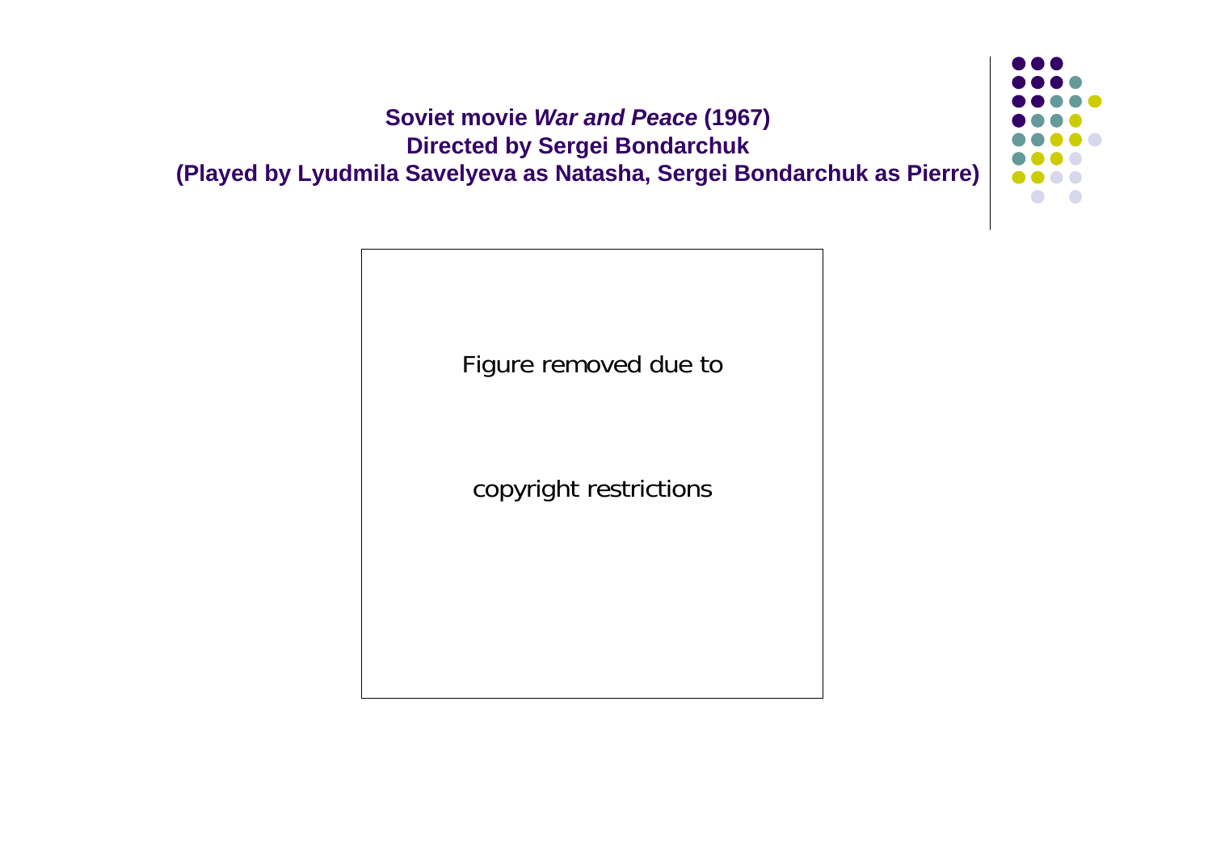**Soviet movie *War and Peace* (1967)**
**Directed by Sergei Bondarchuk**
**(Played by Lyudmila Savelyeva as Natasha, Sergei Bondarchuk as Pierre)**

Figure removed due to copyright restrictions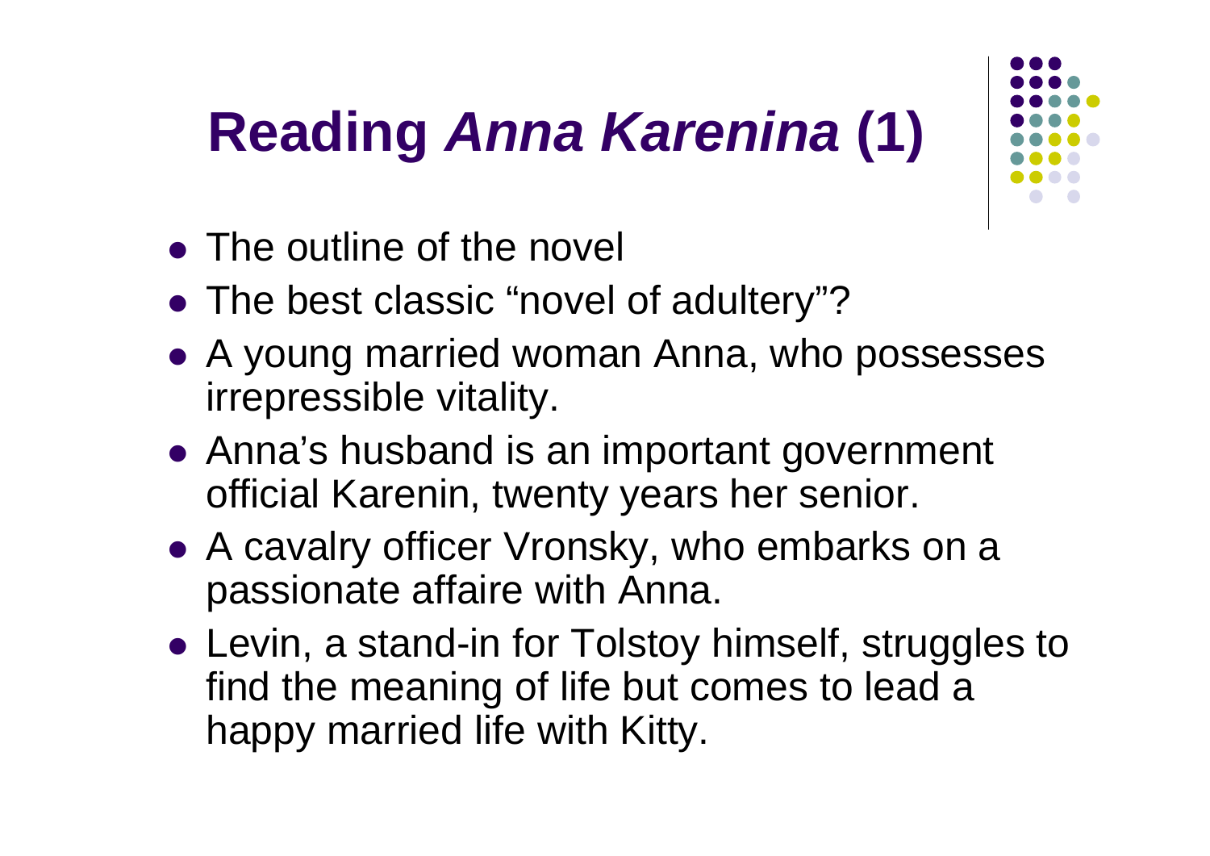# Reading *Anna Karenina* (1)

- The outline of the novel
- The best classic “novel of adultery”?
- A young married woman Anna, who possesses irrepressible vitality.
- Anna’s husband is an important government official Karenin, twenty years her senior.
- A cavalry officer Vronsky, who embarks on a passionate affaire with Anna.
- Levin, a stand-in for Tolstoy himself, struggles to find the meaning of life but comes to lead a happy married life with Kitty.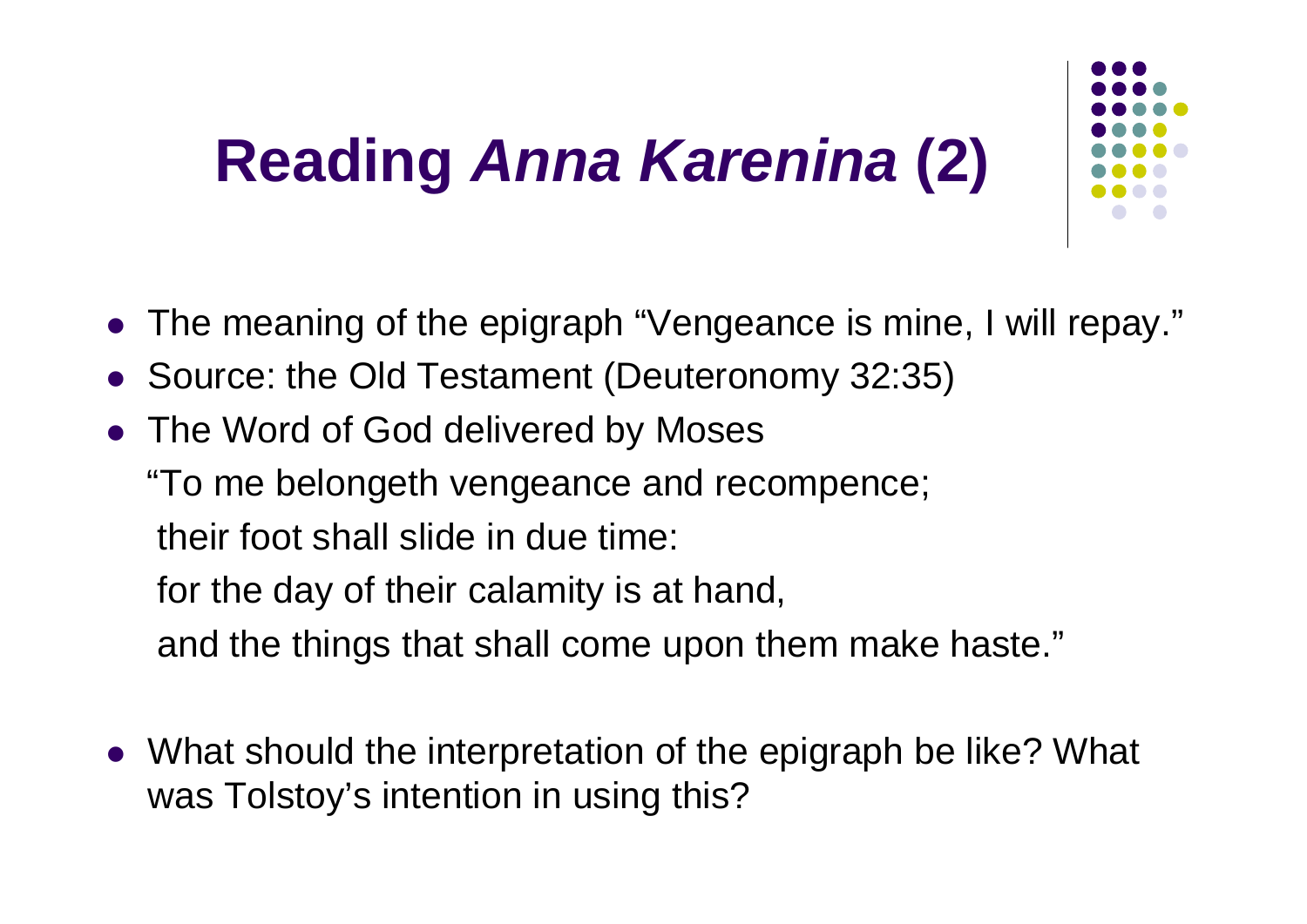# Reading *Anna Karenina* (2)

- The meaning of the epigraph "Vengeance is mine, I will repay."
- Source: the Old Testament (Deuteronomy 32:35)
- The Word of God delivered by Moses

  "To me belongeth vengeance and recompence;
  
  their foot shall slide in due time:
  
  for the day of their calamity is at hand,
  
  and the things that shall come upon them make haste."

- What should the interpretation of the epigraph be like? What was Tolstoy's intention in using this?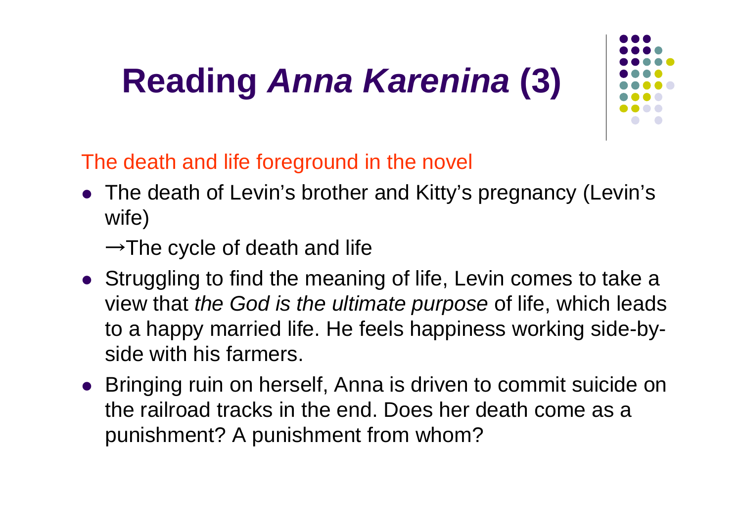# Reading *Anna Karenina* (3)

The death and life foreground in the novel

- The death of Levin's brother and Kitty's pregnancy (Levin's wife)

  →The cycle of death and life

- Struggling to find the meaning of life, Levin comes to take a view that *the God is the ultimate purpose* of life, which leads to a happy married life. He feels happiness working side-by-side with his farmers.
- Bringing ruin on herself, Anna is driven to commit suicide on the railroad tracks in the end. Does her death come as a punishment? A punishment from whom?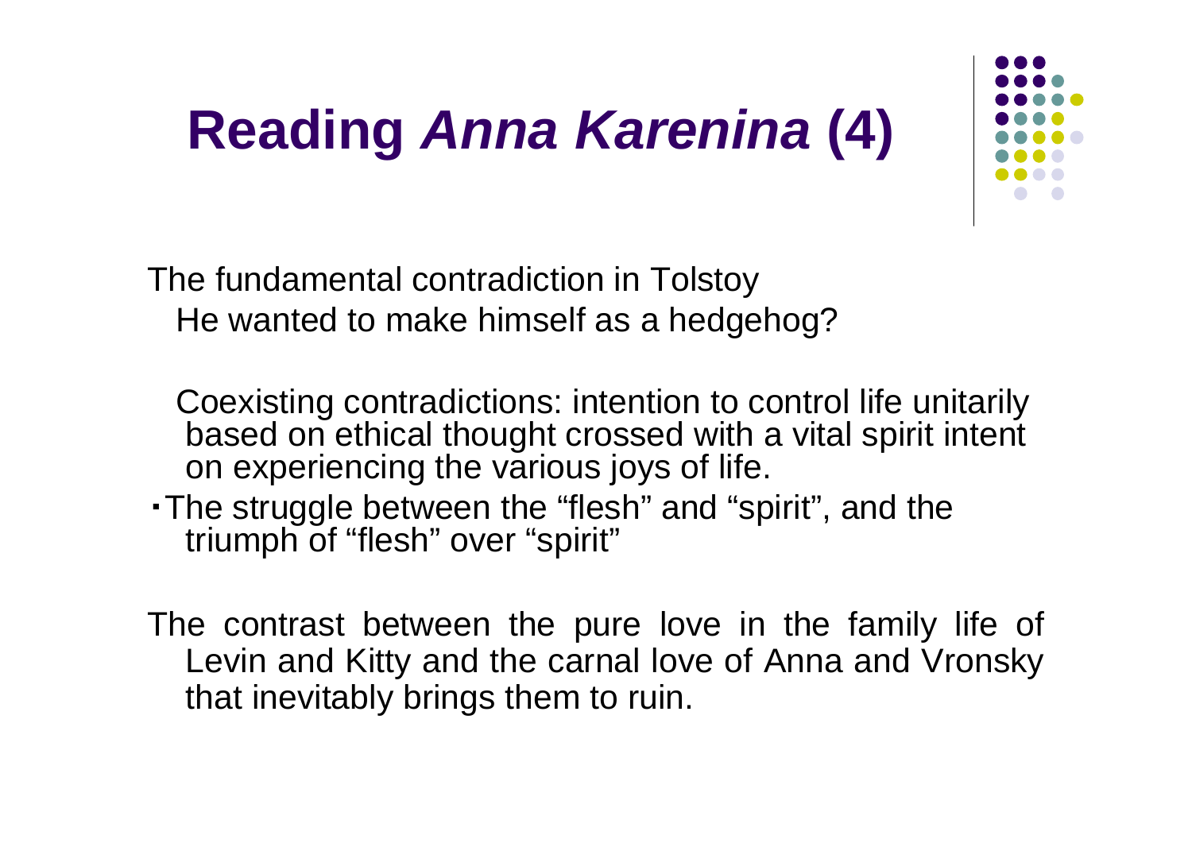# Reading *Anna Karenina* (4)

The fundamental contradiction in Tolstoy

He wanted to make himself as a hedgehog?

Coexisting contradictions: intention to control life unitarily based on ethical thought crossed with a vital spirit intent on experiencing the various joys of life.

・The struggle between the "flesh" and "spirit", and the triumph of "flesh" over "spirit"

The contrast between the pure love in the family life of Levin and Kitty and the carnal love of Anna and Vronsky that inevitably brings them to ruin.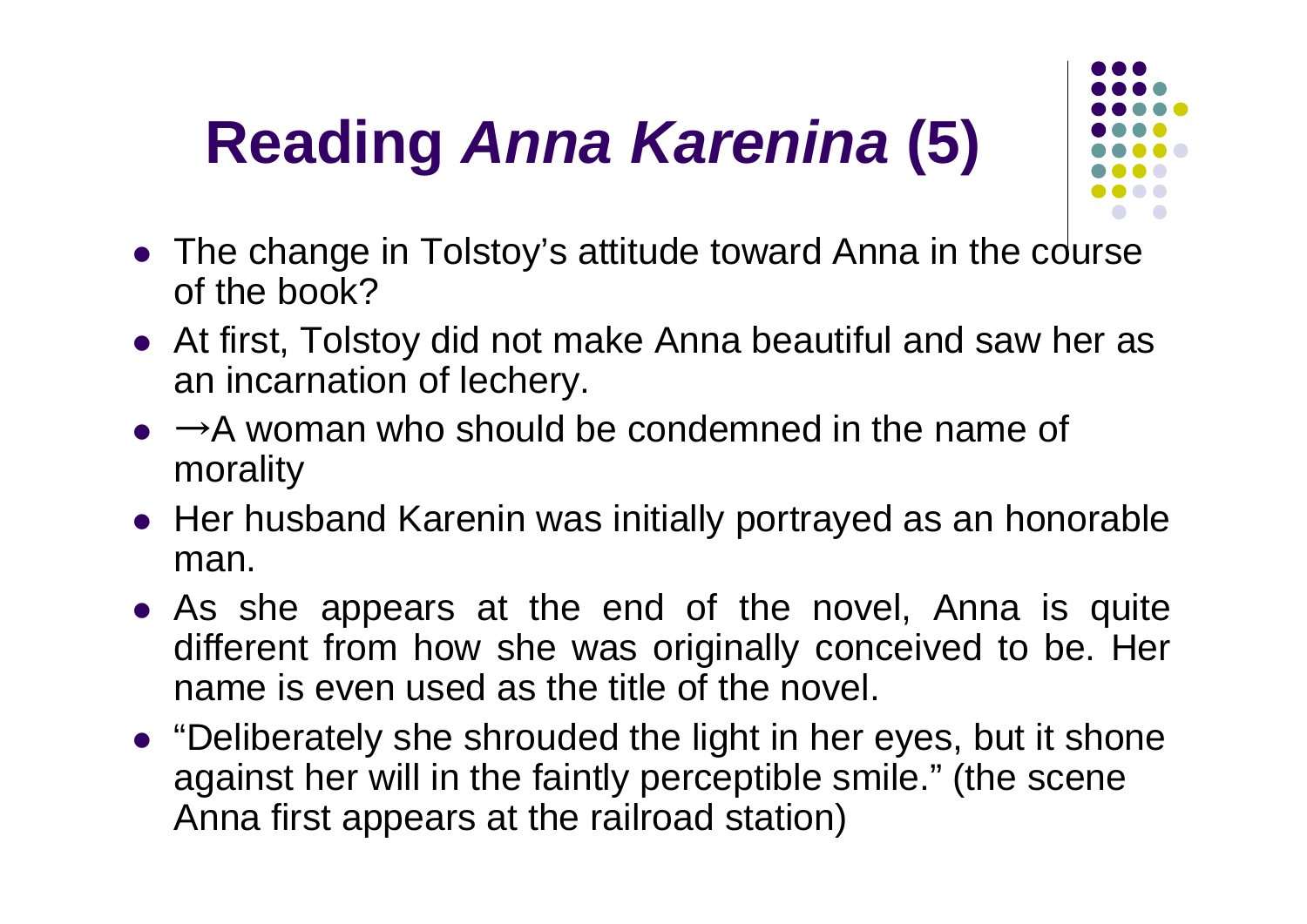# Reading *Anna Karenina* (5)

- The change in Tolstoy's attitude toward Anna in the course of the book?
- At first, Tolstoy did not make Anna beautiful and saw her as an incarnation of lechery.
- →A woman who should be condemned in the name of morality
- Her husband Karenin was initially portrayed as an honorable man.
- As she appears at the end of the novel, Anna is quite different from how she was originally conceived to be. Her name is even used as the title of the novel.
- "Deliberately she shrouded the light in her eyes, but it shone against her will in the faintly perceptible smile." (the scene Anna first appears at the railroad station)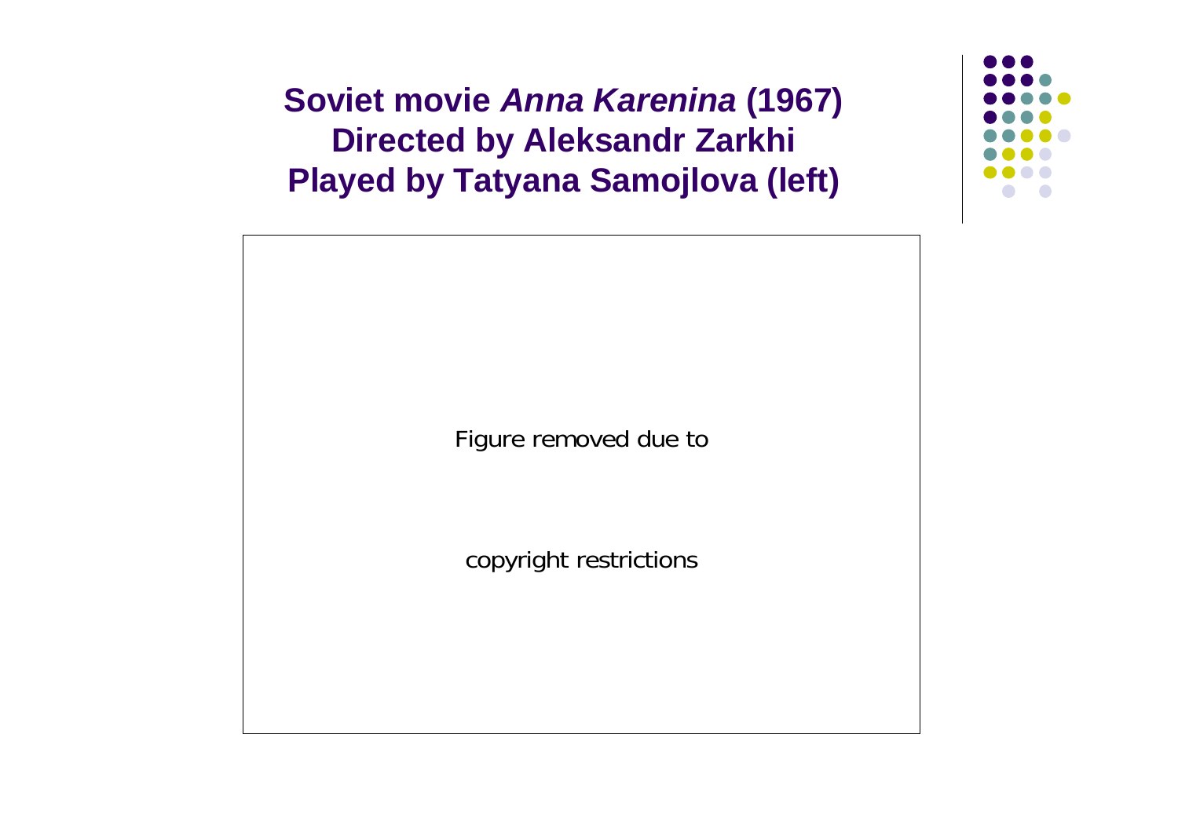# Soviet movie *Anna Karenina* (1967) Directed by Aleksandr Zarkhi Played by Tatyana Samojlova (left)

Figure removed due to

copyright restrictions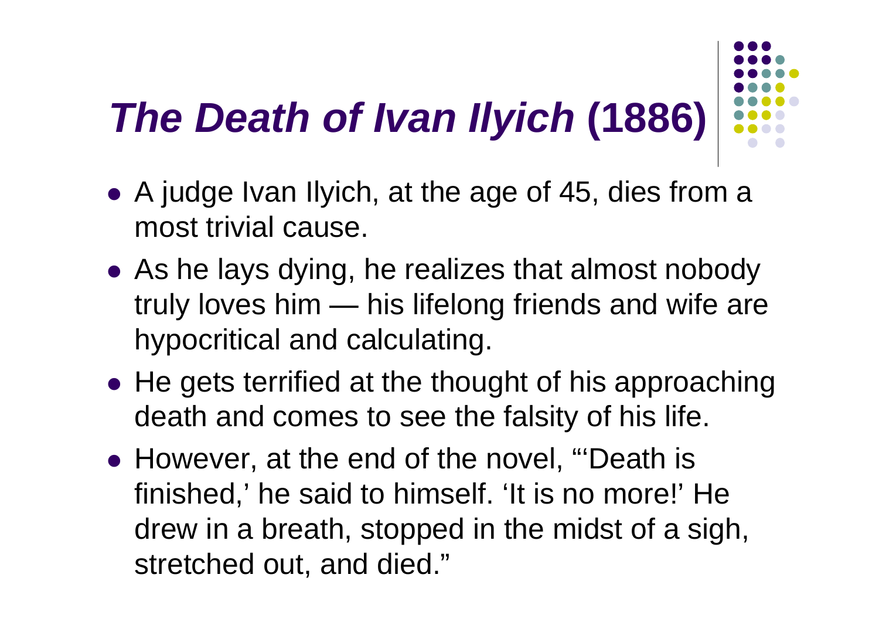# *The Death of Ivan Ilyich* (1886)

- A judge Ivan Ilyich, at the age of 45, dies from a most trivial cause.
- As he lays dying, he realizes that almost nobody truly loves him — his lifelong friends and wife are hypocritical and calculating.
- He gets terrified at the thought of his approaching death and comes to see the falsity of his life.
- However, at the end of the novel, "'Death is finished,' he said to himself. 'It is no more!' He drew in a breath, stopped in the midst of a sigh, stretched out, and died."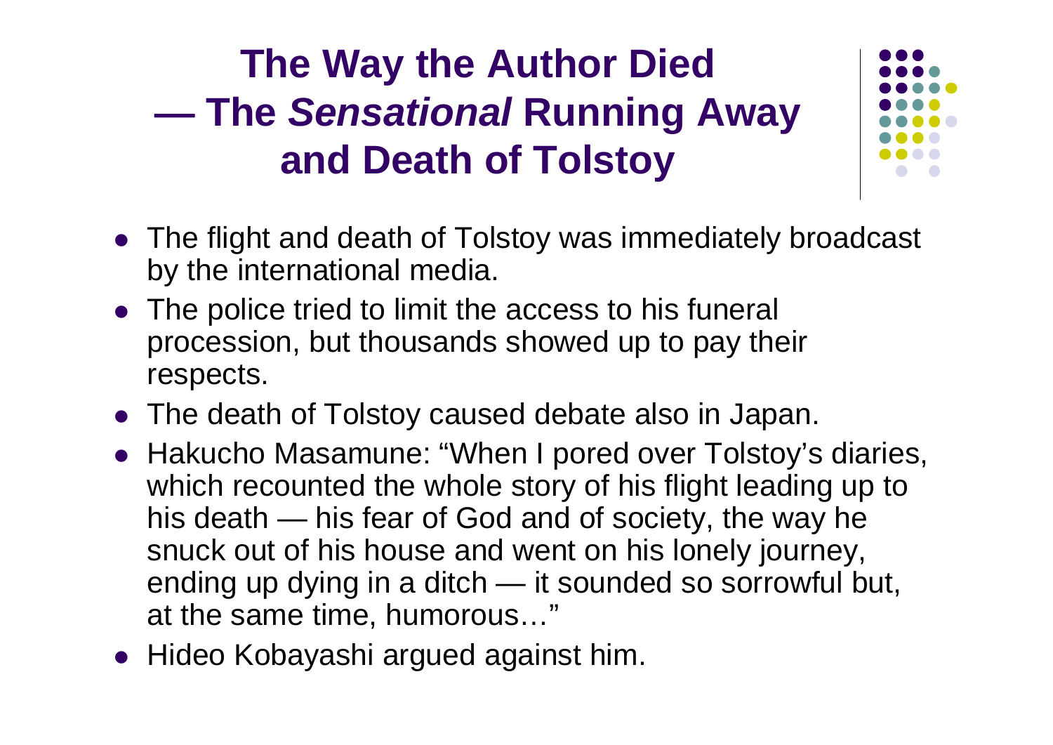# The Way the Author Died — The *Sensational* Running Away and Death of Tolstoy

- The flight and death of Tolstoy was immediately broadcast by the international media.
- The police tried to limit the access to his funeral procession, but thousands showed up to pay their respects.
- The death of Tolstoy caused debate also in Japan.
- Hakucho Masamune: "When I pored over Tolstoy's diaries, which recounted the whole story of his flight leading up to his death — his fear of God and of society, the way he snuck out of his house and went on his lonely journey, ending up dying in a ditch — it sounded so sorrowful but, at the same time, humorous…"
- Hideo Kobayashi argued against him.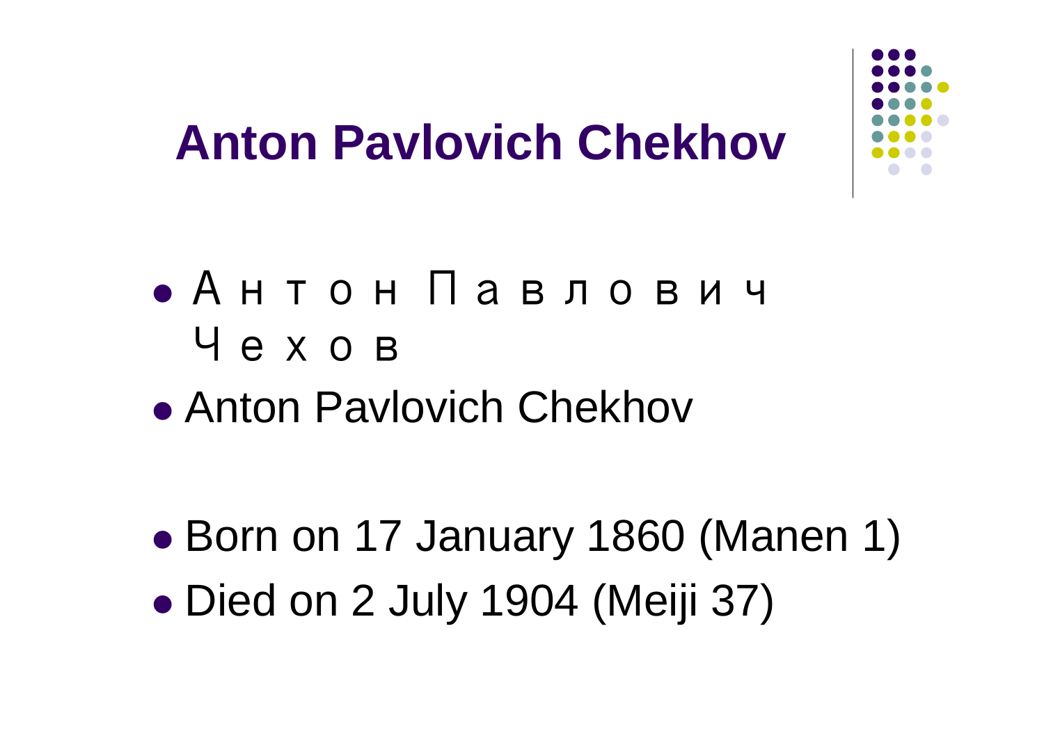# Anton Pavlovich Chekhov

- Антон Павлович Чехов
- Anton Pavlovich Chekhov

- Born on 17 January 1860 (Manen 1)
- Died on 2 July 1904 (Meiji 37)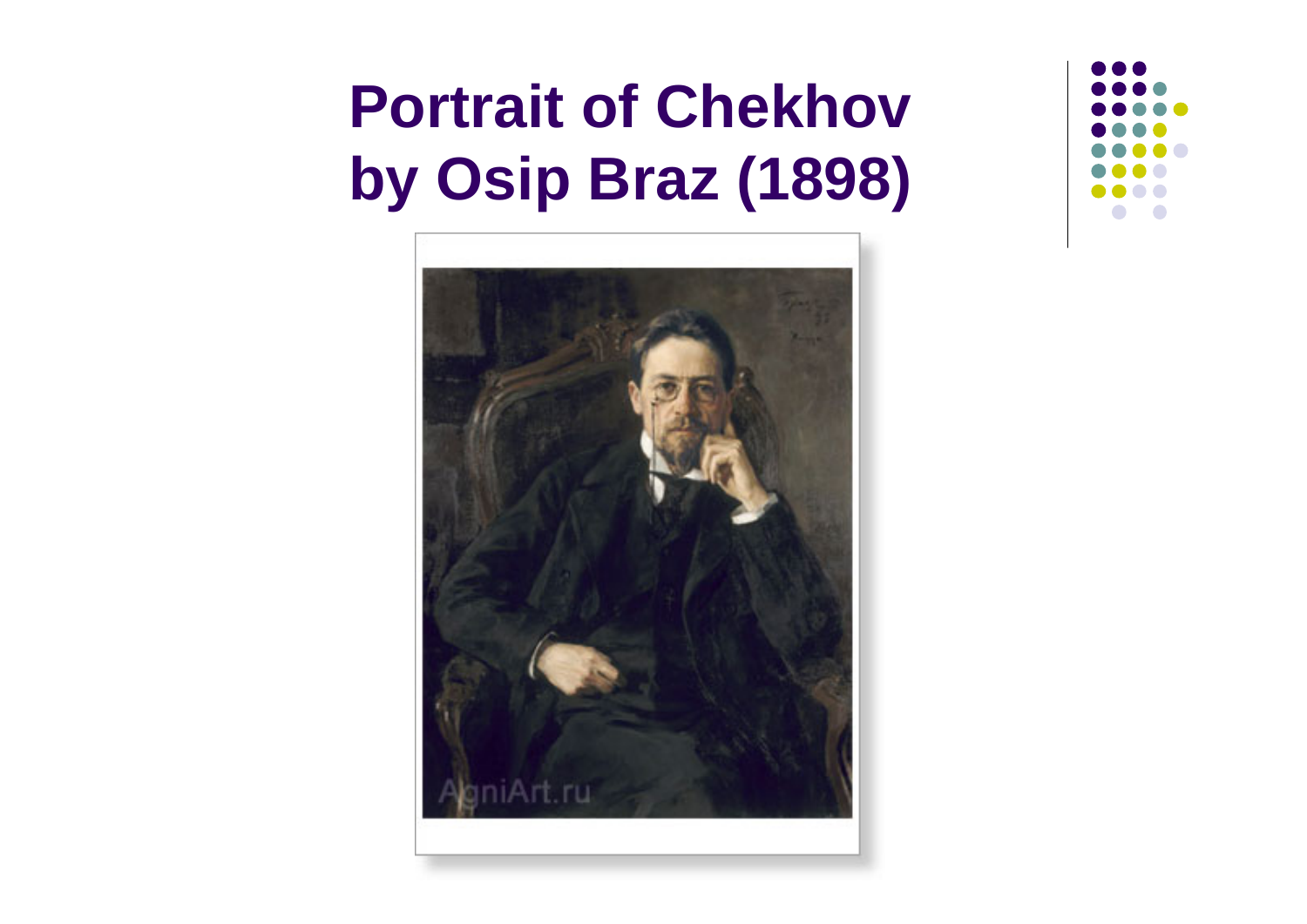# Portrait of Chekhov by Osip Braz (1898)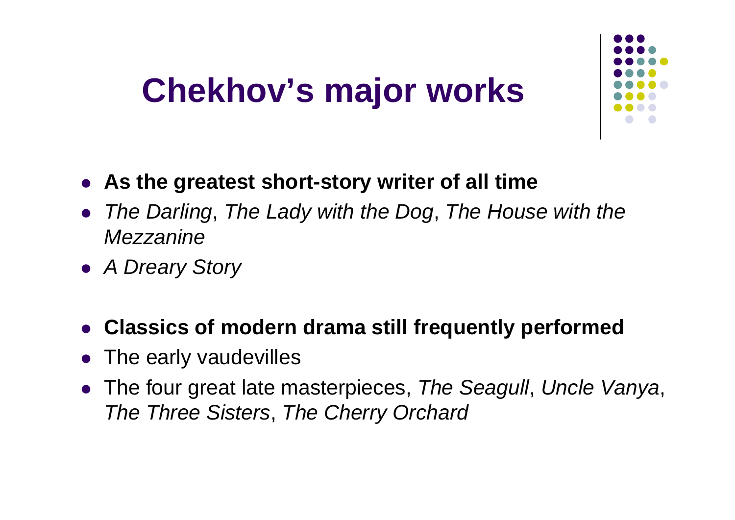# Chekhov's major works

- **As the greatest short-story writer of all time**
- *The Darling*, *The Lady with the Dog*, *The House with the Mezzanine*
- *A Dreary Story*

- **Classics of modern drama still frequently performed**
- The early vaudevilles
- The four great late masterpieces, *The Seagull*, *Uncle Vanya*, *The Three Sisters*, *The Cherry Orchard*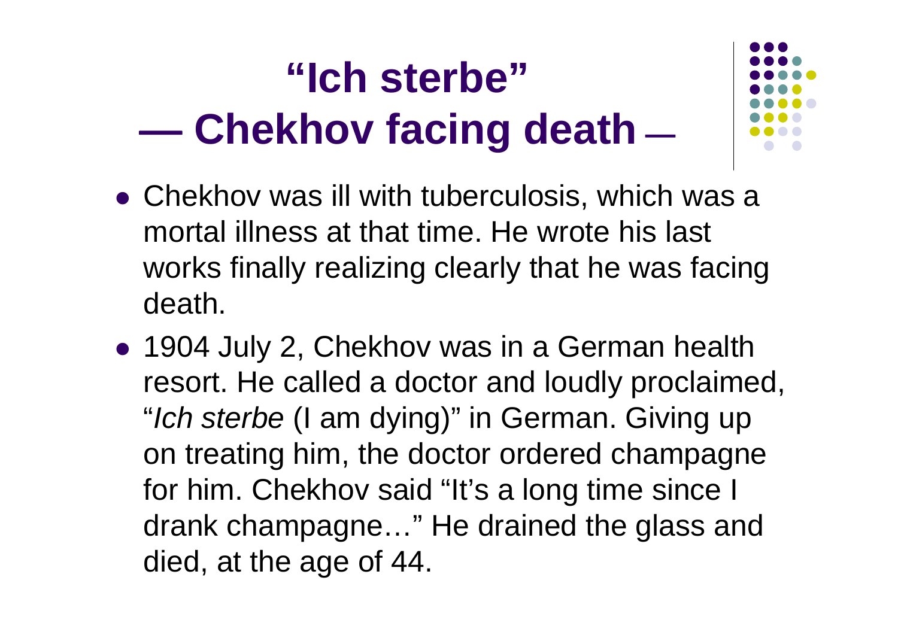# "Ich sterbe" — Chekhov facing death —

- Chekhov was ill with tuberculosis, which was a mortal illness at that time. He wrote his last works finally realizing clearly that he was facing death.
- 1904 July 2, Chekhov was in a German health resort. He called a doctor and loudly proclaimed, "*Ich sterbe* (I am dying)" in German. Giving up on treating him, the doctor ordered champagne for him. Chekhov said "It's a long time since I drank champagne…" He drained the glass and died, at the age of 44.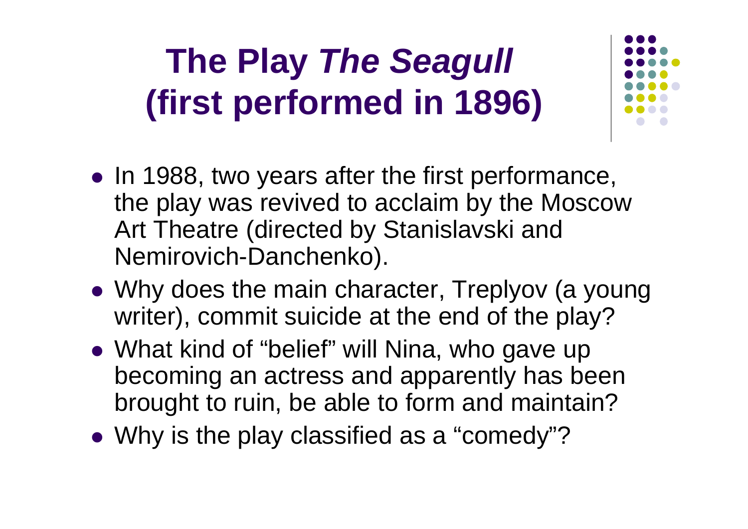# The Play *The Seagull* (first performed in 1896)

- In 1988, two years after the first performance, the play was revived to acclaim by the Moscow Art Theatre (directed by Stanislavski and Nemirovich-Danchenko).
- Why does the main character, Treplyov (a young writer), commit suicide at the end of the play?
- What kind of "belief" will Nina, who gave up becoming an actress and apparently has been brought to ruin, be able to form and maintain?
- Why is the play classified as a "comedy"?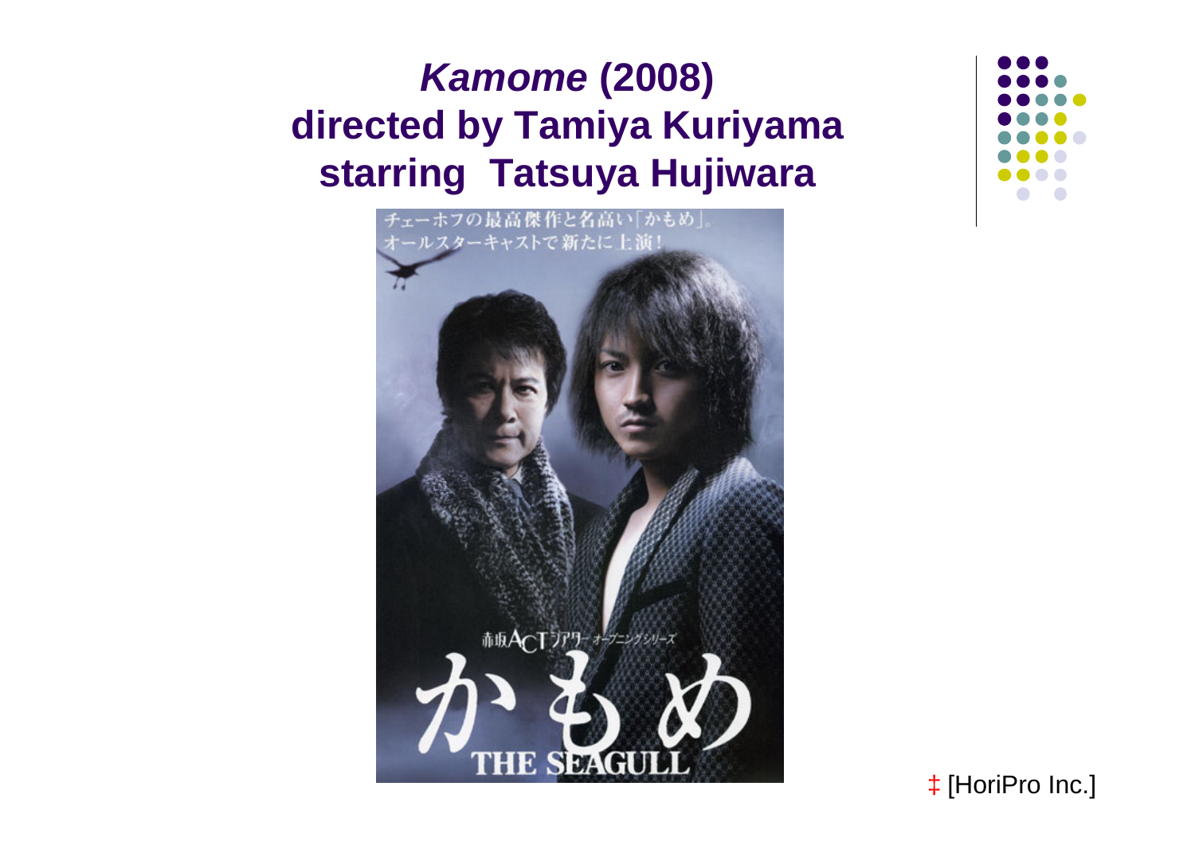# *Kamome* (2008) directed by Tamiya Kuriyama starring Tatsuya Hujiwara

‡ [HoriPro Inc.]